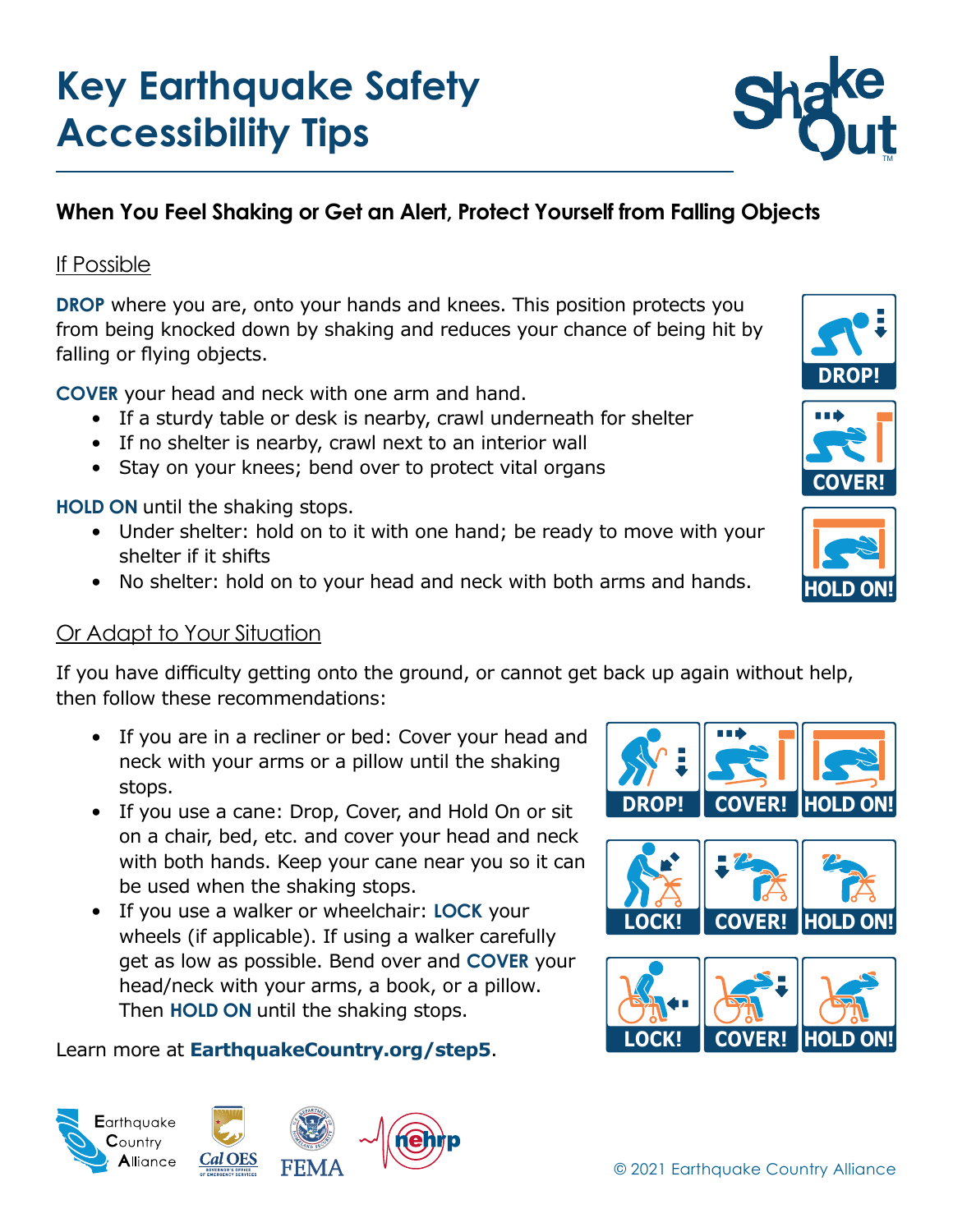# Key Earthquake Safety Accessibility Tips

## When You Feel Shaking or Get an Alert, Protect Yourself from Falling Objects

### If Possible

**DROP** where you are, onto your hands and knees. This position protects you from being knocked down by shaking and reduces your chance of being hit by falling or flying objects.

**COVER** your head and neck with one arm and hand.

- If a sturdy table or desk is nearby, crawl underneath for shelter
- If no shelter is nearby, crawl next to an interior wall
- Stay on your knees; bend over to protect vital organs

**HOLD ON** until the shaking stops.

- Under shelter: hold on to it with one hand; be ready to move with your shelter if it shifts
- No shelter: hold on to your head and neck with both arms and hands.

### Or Adapt to Your Situation

If you have difficulty getting onto the ground, or cannot get back up again without help, then follow these recommendations:

- If you are in a recliner or bed: Cover your head and neck with your arms or a pillow until the shaking stops.
- If you use a cane: Drop, Cover, and Hold On or sit on a chair, bed, etc. and cover your head and neck with both hands. Keep your cane near you so it can be used when the shaking stops.
- If you use a walker or wheelchair: **LOCK** your wheels (if applicable). If using a walker carefully get as low as possible. Bend over and **COVER** your head/neck with your arms, a book, or a pillow. Then **HOLD ON** until the shaking stops.

Learn more at **EarthquakeCountry.org/step5**.

© 2021 Earthquake Country Alliance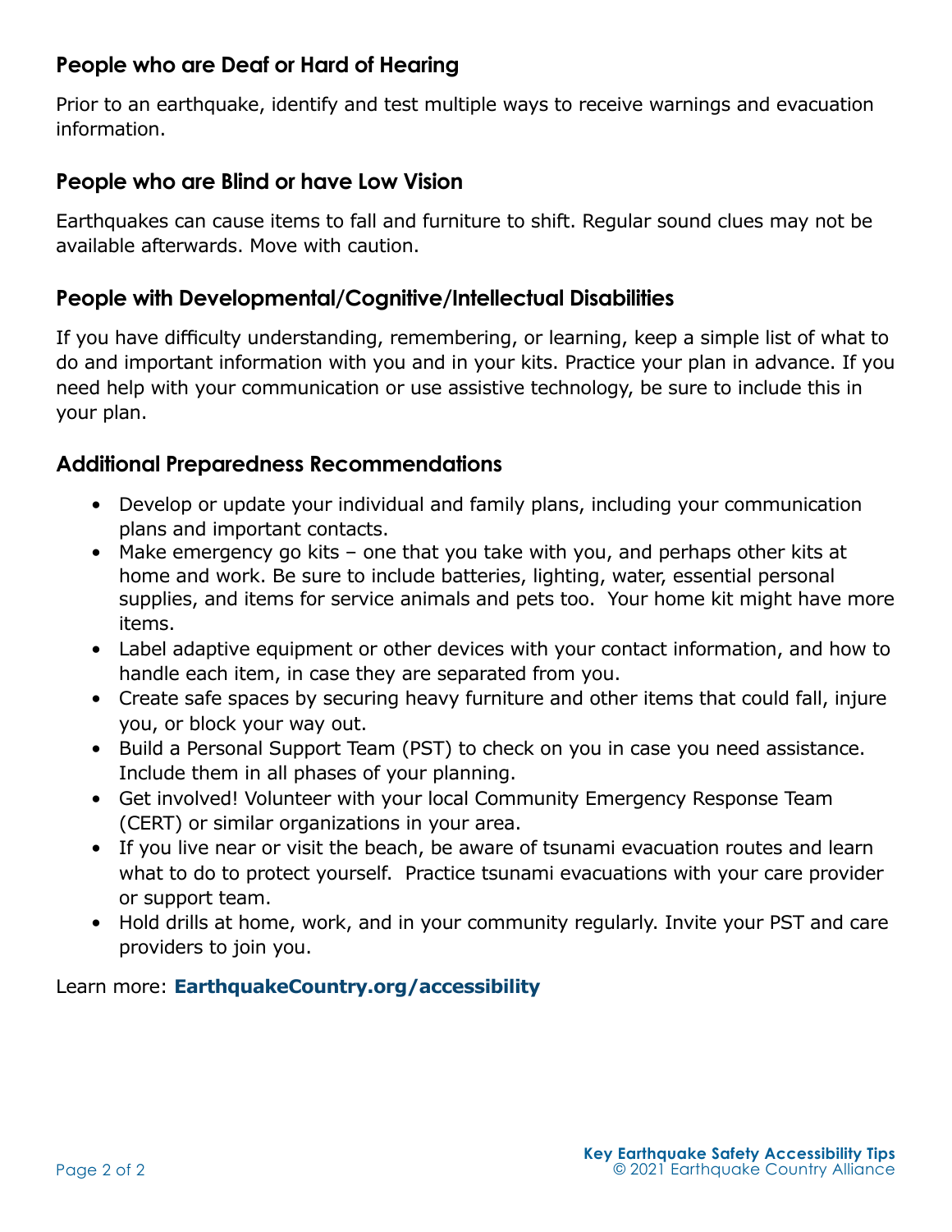## People who are Deaf or Hard of Hearing

Prior to an earthquake, identify and test multiple ways to receive warnings and evacuation information.

## People who are Blind or have Low Vision

Earthquakes can cause items to fall and furniture to shift. Regular sound clues may not be available afterwards. Move with caution.

## People with Developmental/Cognitive/Intellectual Disabilities

If you have difficulty understanding, remembering, or learning, keep a simple list of what to do and important information with you and in your kits. Practice your plan in advance. If you need help with your communication or use assistive technology, be sure to include this in your plan.

## Additional Preparedness Recommendations

- Develop or update your individual and family plans, including your communication plans and important contacts.
- Make emergency go kits – one that you take with you, and perhaps other kits at home and work. Be sure to include batteries, lighting, water, essential personal supplies, and items for service animals and pets too. Your home kit might have more items.
- Label adaptive equipment or other devices with your contact information, and how to handle each item, in case they are separated from you.
- Create safe spaces by securing heavy furniture and other items that could fall, injure you, or block your way out.
- Build a Personal Support Team (PST) to check on you in case you need assistance. Include them in all phases of your planning.
- Get involved! Volunteer with your local Community Emergency Response Team (CERT) or similar organizations in your area.
- If you live near or visit the beach, be aware of tsunami evacuation routes and learn what to do to protect yourself. Practice tsunami evacuations with your care provider or support team.
- Hold drills at home, work, and in your community regularly. Invite your PST and care providers to join you.

Learn more: **EarthquakeCountry.org/accessibility**

**Key Earthquake Safety Accessibility Tips**
© 2021 Earthquake Country Alliance